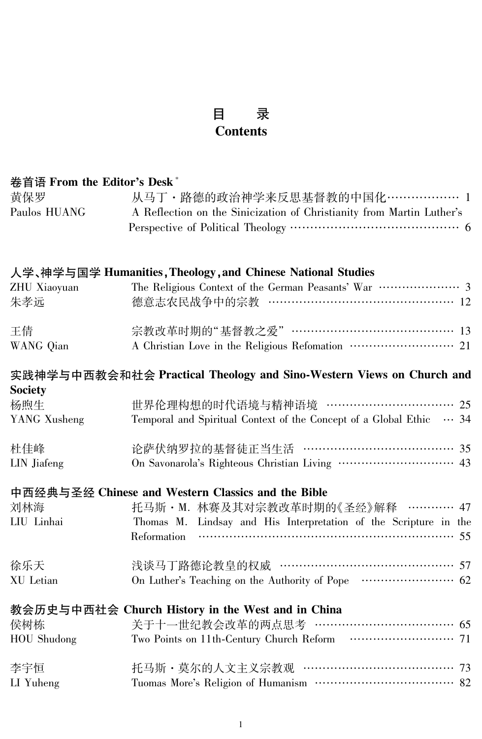# 目　　录
# Contents

## 卷首语 From the Editor's Desk*

黄保罗　　从马丁・路德的政治神学来反思基督教的中国化 ………………… 1

Paulos HUANG　　A Reflection on the Sinicization of Christianity from Martin Luther's Perspective of Political Theology ………………………………………… 6

## 人学、神学与国学 Humanities, Theology, and Chinese National Studies

ZHU Xiaoyuan　　The Religious Context of the German Peasants' War ………………… 3

朱孝远　　德意志农民战争中的宗教 ………………………………………… 12

王倩　　宗教改革时期的"基督教之爱" ………………………………………… 13

WANG Qian　　A Christian Love in the Religious Refomation ………………………… 21

## 实践神学与中西教会和社会 Practical Theology and Sino-Western Views on Church and Society

杨煦生　　世界伦理构想的时代语境与精神语境 ……………………………… 25

YANG Xusheng　　Temporal and Spiritual Context of the Concept of a Global Ethic … 34

杜佳峰　　论萨伏纳罗拉的基督徒正当生活 ………………………………… 35

LIN Jiafeng　　On Savonarola's Righteous Christian Living ………………………… 43

## 中西经典与圣经 Chinese and Western Classics and the Bible

刘林海　　托马斯・M. 林赛及其对宗教改革时期的《圣经》解释 ………… 47

LIU Linhai　　Thomas M. Lindsay and His Interpretation of the Scripture in the Reformation ……………………………………………………………… 55

徐乐天　　浅谈马丁路德论教皇的权威 ………………………………………… 57

XU Letian　　On Luther's Teaching on the Authority of Pope ……………………… 62

## 教会历史与中西社会 Church History in the West and in China

侯树栋　　关于十一世纪教会改革的两点思考 ………………………………… 65

HOU Shudong　　Two Points on 11th-Century Church Reform ………………………… 71

李宇恒　　托马斯・莫尔的人文主义宗教观 ………………………………… 73

LI Yuheng　　Tuomas More's Religion of Humanism ………………………………… 82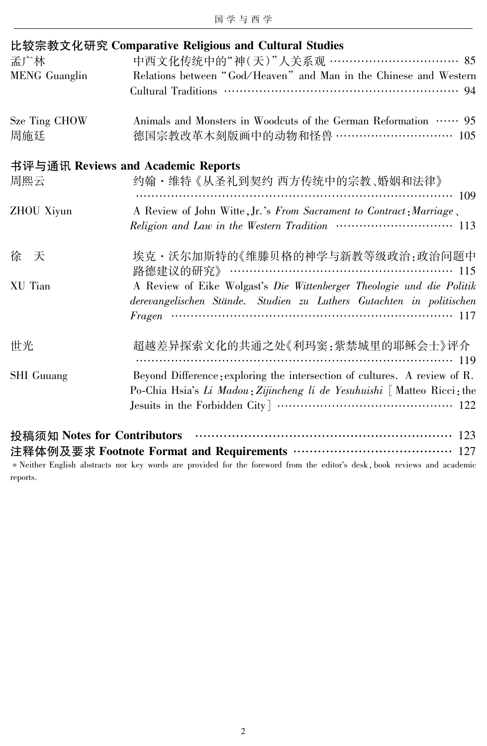## 比较宗教文化研究 Comparative Religious and Cultural Studies

孟广林　　中西文化传统中的“神(天)”人关系观 ………………………………… 85

MENG Guanglin　　Relations between “God/Heaven” and Man in the Chinese and Western Cultural Traditions ……………………………………………………… 94

Sze Ting CHOW　　Animals and Monsters in Woodcuts of the German Reformation …… 95

周施廷　　德国宗教改革木刻版画中的动物和怪兽 ………………………… 105

## 书评与通讯 Reviews and Academic Reports

周熙云　　约翰·维特《从圣礼到契约 西方传统中的宗教、婚姻和法律》 …………………………………………………………………………… 109

ZHOU Xiyun　　A Review of John Witte, Jr.'s *From Sacrament to Contract: Marriage、Religion and Law in the Western Tradition* ………………………… 113

徐　天　　埃克·沃尔加斯特的《维滕贝格的神学与新教等级政治:政治问题中路德建议的研究》 …………………………………………………… 115

XU Tian　　A Review of Eike Wolgast's *Die Wittenberger Theologie und die Politik derevangelischen Stände. Studien zu Luthers Gutachten in politischen Fragen* ……………………………………………………………… 117

世光　　超越差异探索文化的共通之处《利玛窦:紫禁城里的耶稣会士》评介 …………………………………………………………………………… 119

SHI Guuang　　Beyond Difference: exploring the intersection of cultures. A review of R. Po-Chia Hsia's *Li Madou: Zijincheng li de Yesuhuishi* [Matteo Ricci: the Jesuits in the Forbidden City] ………………………………………… 122

**投稿须知 Notes for Contributors** ……………………………………………… 123

**注释体例及要求 Footnote Format and Requirements** ………………………… 127

* Neither English abstracts nor key words are provided for the foreword from the editor's desk, book reviews and academic reports.